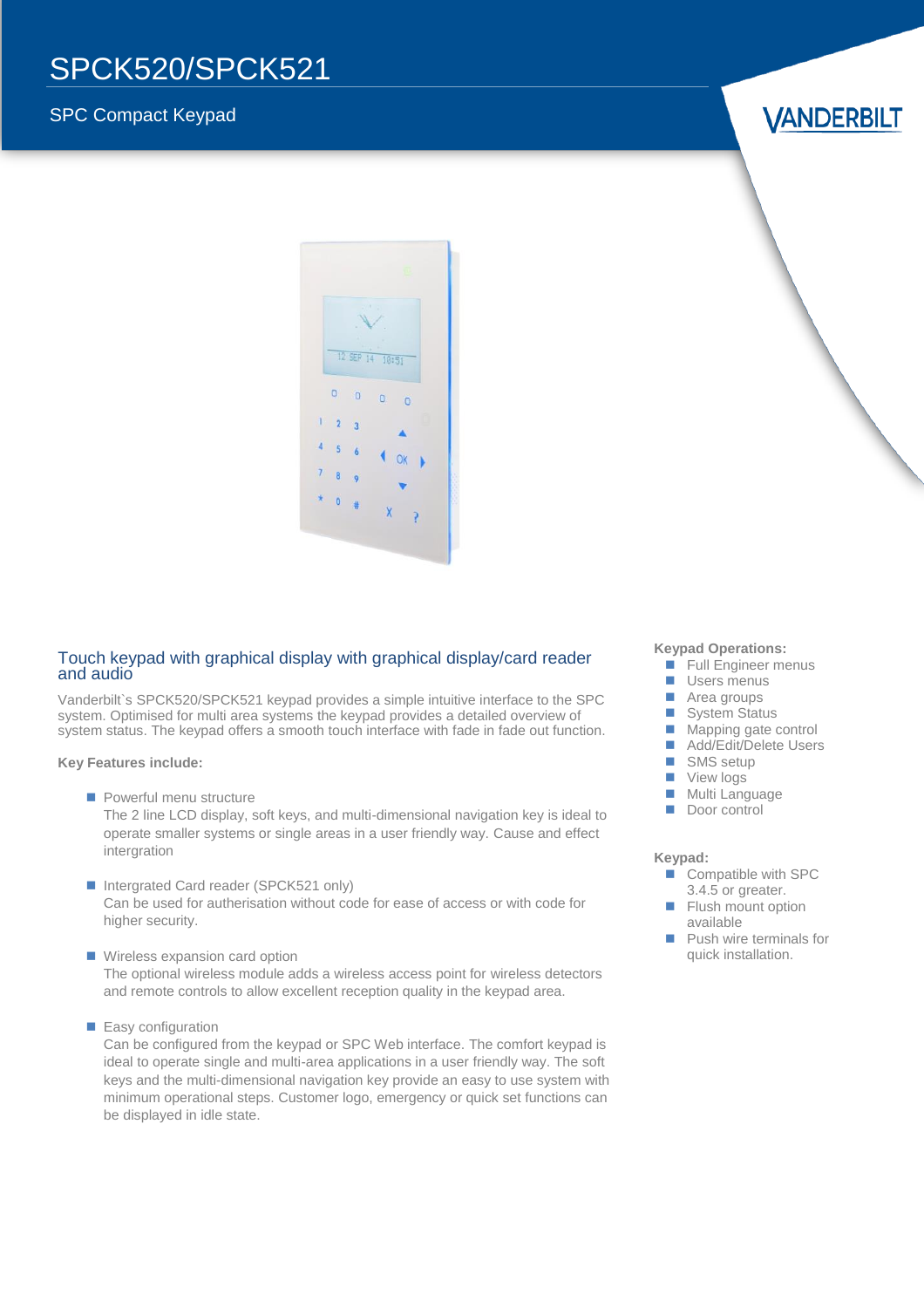# SPCK520/SPCK521

SPC Compact Keypad

VANDERBILT

## Touch keypad with graphical display with graphical display/card reader and audio

Vanderbilt`s SPCK520/SPCK521 keypad provides a simple intuitive interface to the SPC system. Optimised for multi area systems the keypad provides a detailed overview of system status. The keypad offers a smooth touch interface with fade in fade out function.

**Key Features include:**

- Powerful menu structure
  The 2 line LCD display, soft keys, and multi-dimensional navigation key is ideal to operate smaller systems or single areas in a user friendly way. Cause and effect intergration
- Intergrated Card reader (SPCK521 only)
  Can be used for autherisation without code for ease of access or with code for higher security.
- Wireless expansion card option
  The optional wireless module adds a wireless access point for wireless detectors and remote controls to allow excellent reception quality in the keypad area.
- Easy configuration
  Can be configured from the keypad or SPC Web interface. The comfort keypad is ideal to operate single and multi-area applications in a user friendly way. The soft keys and the multi-dimensional navigation key provide an easy to use system with minimum operational steps. Customer logo, emergency or quick set functions can be displayed in idle state.

**Keypad Operations:**

- Full Engineer menus
- Users menus
- Area groups
- System Status
- Mapping gate control
- Add/Edit/Delete Users
- SMS setup
- View logs
- Multi Language
- Door control

**Keypad:**

- Compatible with SPC 3.4.5 or greater.
- Flush mount option available
- Push wire terminals for quick installation.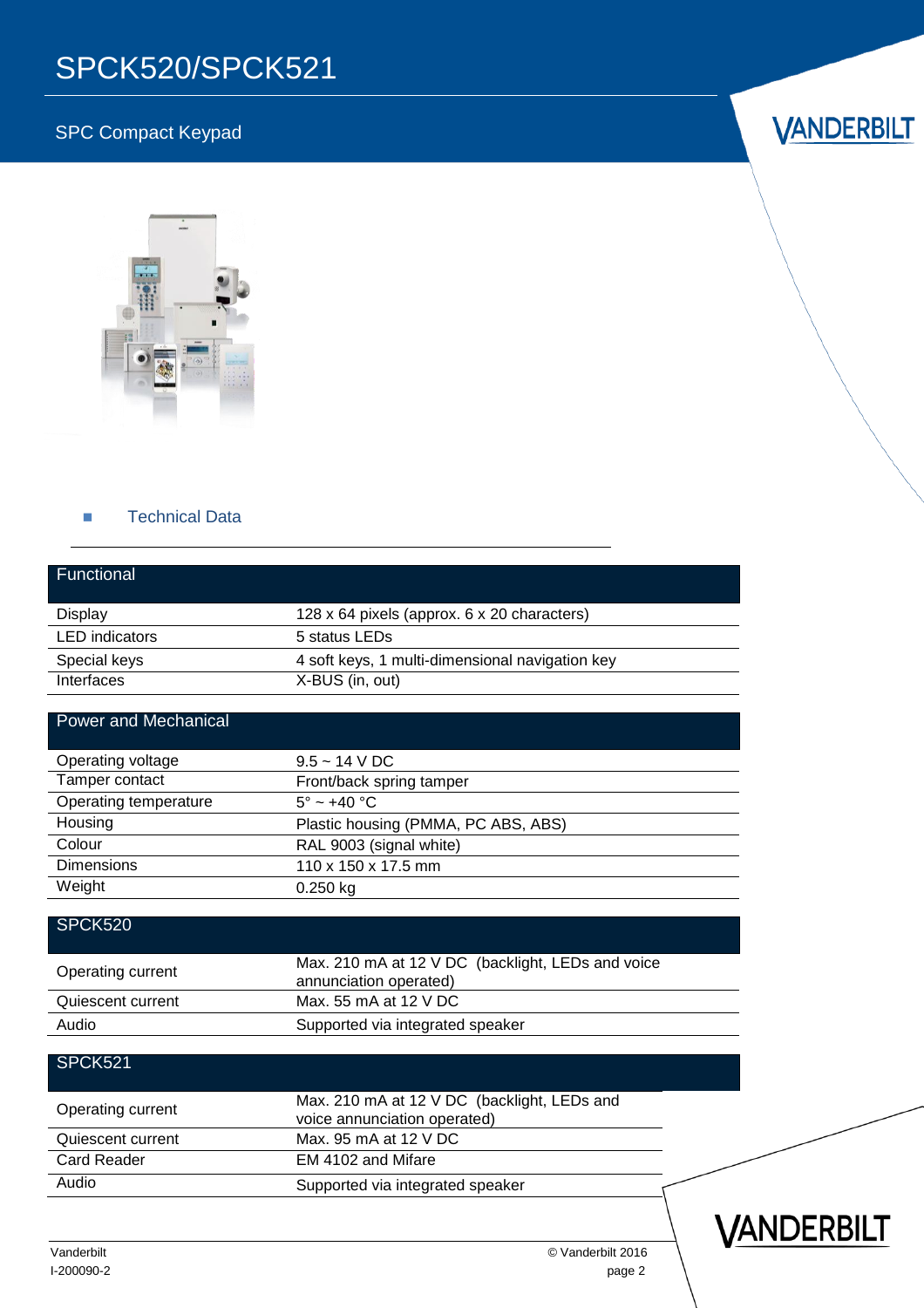# SPCK520/SPCK521

SPC Compact Keypad

## Technical Data

| Functional | |
|---|---|
| Display | 128 x 64 pixels (approx. 6 x 20 characters) |
| LED indicators | 5 status LEDs |
| Special keys | 4 soft keys, 1 multi-dimensional navigation key |
| Interfaces | X-BUS (in, out) |

| Power and Mechanical | |
|---|---|
| Operating voltage | 9.5 ~ 14 V DC |
| Tamper contact | Front/back spring tamper |
| Operating temperature | 5° ~ +40 °C |
| Housing | Plastic housing (PMMA, PC ABS, ABS) |
| Colour | RAL 9003 (signal white) |
| Dimensions | 110 x 150 x 17.5 mm |
| Weight | 0.250 kg |

| SPCK520 | |
|---|---|
| Operating current | Max. 210 mA at 12 V DC (backlight, LEDs and voice annunciation operated) |
| Quiescent current | Max. 55 mA at 12 V DC |
| Audio | Supported via integrated speaker |

| SPCK521 | |
|---|---|
| Operating current | Max. 210 mA at 12 V DC (backlight, LEDs and voice annunciation operated) |
| Quiescent current | Max. 95 mA at 12 V DC |
| Card Reader | EM 4102 and Mifare |
| Audio | Supported via integrated speaker |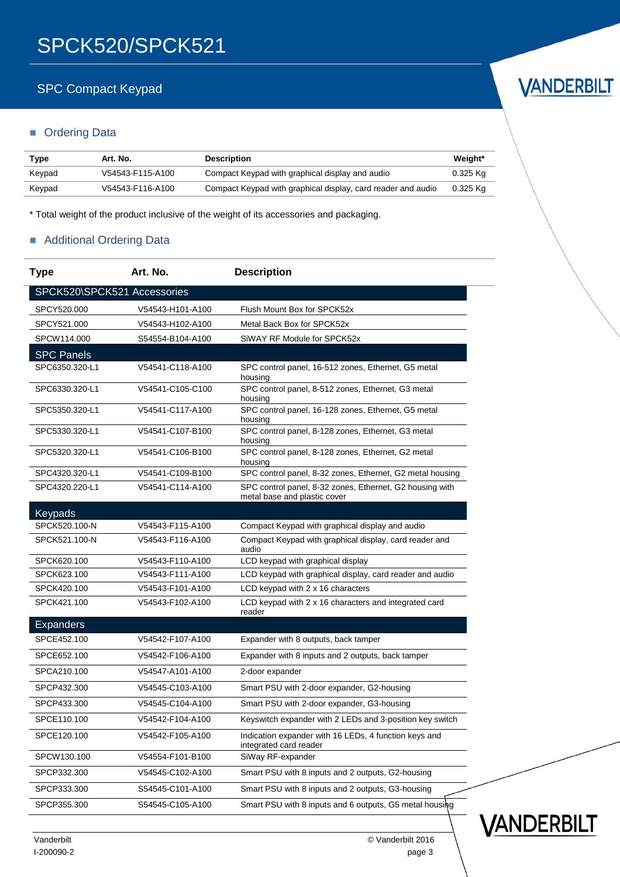# SPCK520/SPCK521

SPC Compact Keypad

## Ordering Data

| Type | Art. No. | Description | Weight* |
|---|---|---|---|
| Keypad | V54543-F115-A100 | Compact Keypad with graphical display and audio | 0.325 Kg |
| Keypad | V54543-F116-A100 | Compact Keypad with graphical display, card reader and audio | 0.325 Kg |

* Total weight of the product inclusive of the weight of its accessories and packaging.

## Additional Ordering Data

| Type | Art. No. | Description |
|---|---|---|
| **SPCK520\SPCK521 Accessories** | | |
| SPCY520.000 | V54543-H101-A100 | Flush Mount Box for SPCK52x |
| SPCY521.000 | V54543-H102-A100 | Metal Back Box for SPCK52x |
| SPCW114.000 | S54554-B104-A100 | SiWAY RF Module for SPCK52x |
| **SPC Panels** | | |
| SPC6350.320-L1 | V54541-C118-A100 | SPC control panel, 16-512 zones, Ethernet, G5 metal housing |
| SPC6330.320-L1 | V54541-C105-C100 | SPC control panel, 8-512 zones, Ethernet, G3 metal housing |
| SPC5350.320-L1 | V54541-C117-A100 | SPC control panel, 16-128 zones, Ethernet, G5 metal housing |
| SPC5330.320-L1 | V54541-C107-B100 | SPC control panel, 8-128 zones, Ethernet, G3 metal housing |
| SPC5320.320-L1 | V54541-C106-B100 | SPC control panel, 8-128 zones, Ethernet, G2 metal housing |
| SPC4320.320-L1 | V54541-C109-B100 | SPC control panel, 8-32 zones, Ethernet, G2 metal housing |
| SPC4320.220-L1 | V54541-C114-A100 | SPC control panel, 8-32 zones, Ethernet, G2 housing with metal base and plastic cover |
| **Keypads** | | |
| SPCK520.100-N | V54543-F115-A100 | Compact Keypad with graphical display and audio |
| SPCK521.100-N | V54543-F116-A100 | Compact Keypad with graphical display, card reader and audio |
| SPCK620.100 | V54543-F110-A100 | LCD keypad with graphical display |
| SPCK623.100 | V54543-F111-A100 | LCD keypad with graphical display, card reader and audio |
| SPCK420.100 | V54543-F101-A100 | LCD keypad with 2 x 16 characters |
| SPCK421.100 | V54543-F102-A100 | LCD keypad with 2 x 16 characters and integrated card reader |
| **Expanders** | | |
| SPCE452.100 | V54542-F107-A100 | Expander with 8 outputs, back tamper |
| SPCE652.100 | V54542-F106-A100 | Expander with 8 inputs and 2 outputs, back tamper |
| SPCA210.100 | V54547-A101-A100 | 2-door expander |
| SPCP432.300 | V54545-C103-A100 | Smart PSU with 2-door expander, G2-housing |
| SPCP433.300 | V54545-C104-A100 | Smart PSU with 2-door expander, G3-housing |
| SPCE110.100 | V54542-F104-A100 | Keyswitch expander with 2 LEDs and 3-position key switch |
| SPCE120.100 | V54542-F105-A100 | Indication expander with 16 LEDs, 4 function keys and integrated card reader |
| SPCW130.100 | V54554-F101-B100 | SiWay RF-expander |
| SPCP332.300 | V54545-C102-A100 | Smart PSU with 8 inputs and 2 outputs, G2-housing |
| SPCP333.300 | S54545-C101-A100 | Smart PSU with 8 inputs and 2 outputs, G3-housing |
| SPCP355.300 | S54545-C105-A100 | Smart PSU with 8 inputs and 6 outputs, G5 metal housing |

Vanderbilt
I-200090-2

© Vanderbilt 2016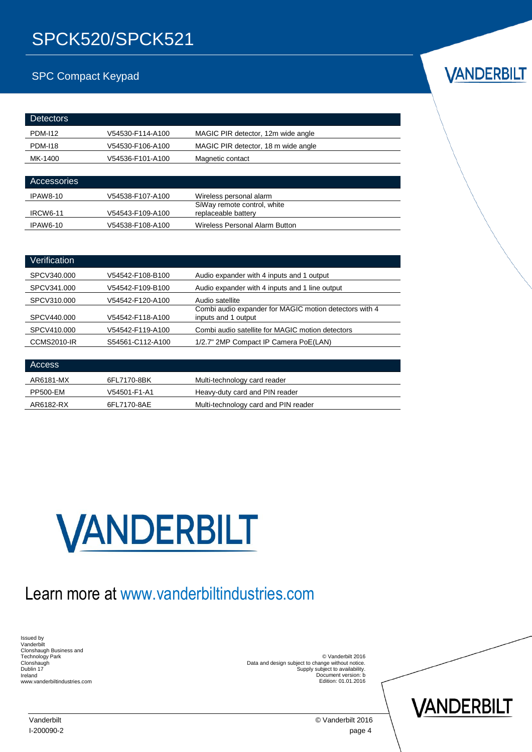| Detectors | | |
| --- | --- | --- |
| PDM-I12 | V54530-F114-A100 | MAGIC PIR detector, 12m wide angle |
| PDM-I18 | V54530-F106-A100 | MAGIC PIR detector, 18 m wide angle |
| MK-1400 | V54536-F101-A100 | Magnetic contact |

| Accessories | | |
| --- | --- | --- |
| IPAW8-10 | V54538-F107-A100 | Wireless personal alarm |
| IRCW6-11 | V54543-F109-A100 | SiWay remote control, white replaceable battery |
| IPAW6-10 | V54538-F108-A100 | Wireless Personal Alarm Button |

| Verification | | |
| --- | --- | --- |
| SPCV340.000 | V54542-F108-B100 | Audio expander with 4 inputs and 1 output |
| SPCV341.000 | V54542-F109-B100 | Audio expander with 4 inputs and 1 line output |
| SPCV310.000 | V54542-F120-A100 | Audio satellite |
| SPCV440.000 | V54542-F118-A100 | Combi audio expander for MAGIC motion detectors with 4 inputs and 1 output |
| SPCV410.000 | V54542-F119-A100 | Combi audio satellite for MAGIC motion detectors |
| CCMS2010-IR | S54561-C112-A100 | 1/2.7" 2MP Compact IP Camera PoE(LAN) |

| Access | | |
| --- | --- | --- |
| AR6181-MX | 6FL7170-8BK | Multi-technology card reader |
| PP500-EM | V54501-F1-A1 | Heavy-duty card and PIN reader |
| AR6182-RX | 6FL7170-8AE | Multi-technology card and PIN reader |

VANDERBILT

Learn more at www.vanderbiltindustries.com

Issued by
Vanderbilt
Clonshaugh Business and Technology Park
Clonshaugh
Dublin 17
Ireland
www.vanderbiltindustries.com

© Vanderbilt 2016
Data and design subject to change without notice.
Supply subject to availability.
Document version: b
Edition: 01.01.2016